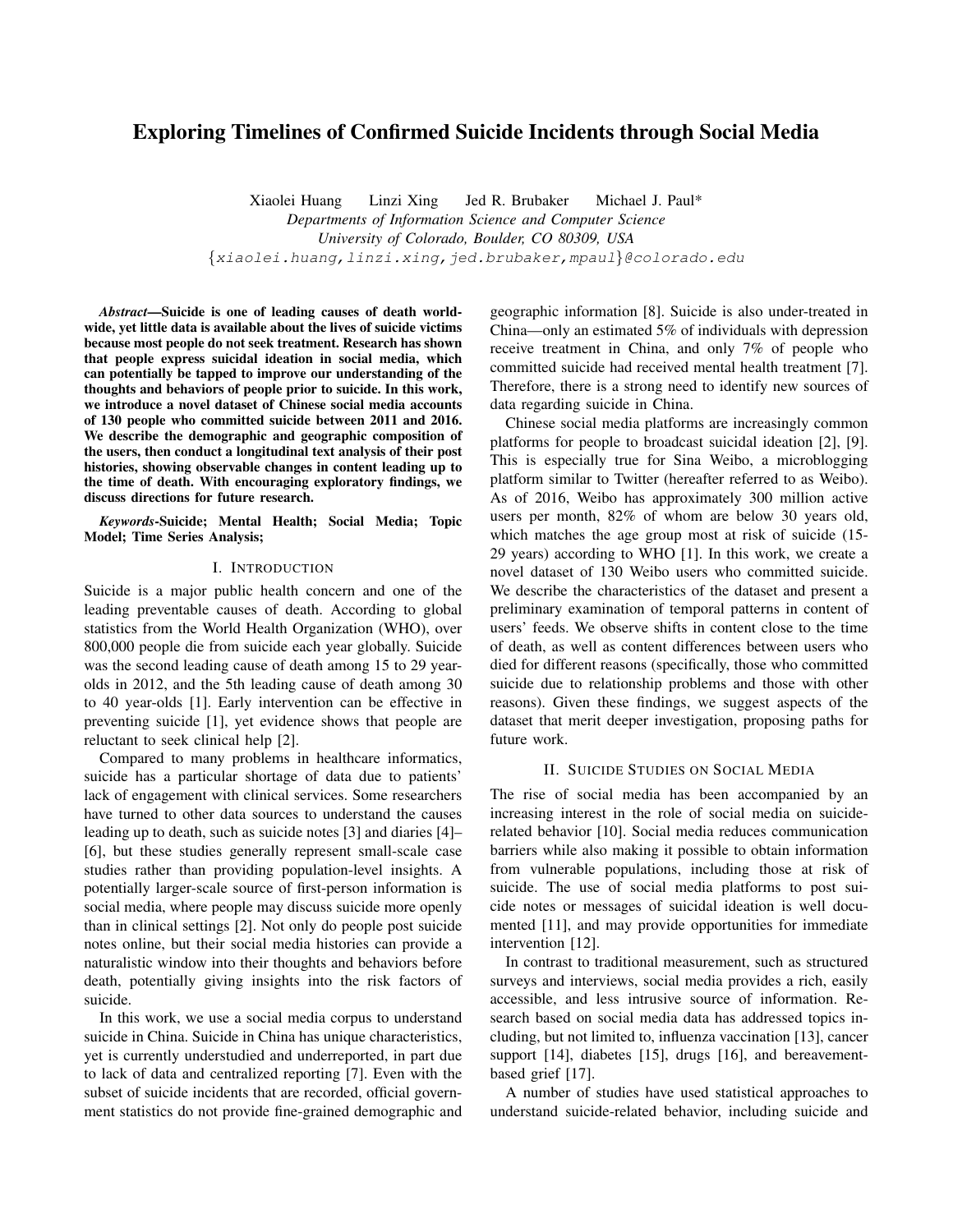# Exploring Timelines of Confirmed Suicide Incidents through Social Media

Xiaolei Huang   Linzi Xing   Jed R. Brubaker   Michael J. Paul*

*Departments of Information Science and Computer Science*
*University of Colorado, Boulder, CO 80309, USA*
{xiaolei.huang,linzi.xing,jed.brubaker,mpaul}@colorado.edu

***Abstract*—Suicide is one of leading causes of death worldwide, yet little data is available about the lives of suicide victims because most people do not seek treatment. Research has shown that people express suicidal ideation in social media, which can potentially be tapped to improve our understanding of the thoughts and behaviors of people prior to suicide. In this work, we introduce a novel dataset of Chinese social media accounts of 130 people who committed suicide between 2011 and 2016. We describe the demographic and geographic composition of the users, then conduct a longitudinal text analysis of their post histories, showing observable changes in content leading up to the time of death. With encouraging exploratory findings, we discuss directions for future research.**

***Keywords*-Suicide; Mental Health; Social Media; Topic Model; Time Series Analysis;**

## I. Introduction

Suicide is a major public health concern and one of the leading preventable causes of death. According to global statistics from the World Health Organization (WHO), over 800,000 people die from suicide each year globally. Suicide was the second leading cause of death among 15 to 29 year-olds in 2012, and the 5th leading cause of death among 30 to 40 year-olds [1]. Early intervention can be effective in preventing suicide [1], yet evidence shows that people are reluctant to seek clinical help [2].

Compared to many problems in healthcare informatics, suicide has a particular shortage of data due to patients' lack of engagement with clinical services. Some researchers have turned to other data sources to understand the causes leading up to death, such as suicide notes [3] and diaries [4]–[6], but these studies generally represent small-scale case studies rather than providing population-level insights. A potentially larger-scale source of first-person information is social media, where people may discuss suicide more openly than in clinical settings [2]. Not only do people post suicide notes online, but their social media histories can provide a naturalistic window into their thoughts and behaviors before death, potentially giving insights into the risk factors of suicide.

In this work, we use a social media corpus to understand suicide in China. Suicide in China has unique characteristics, yet is currently understudied and underreported, in part due to lack of data and centralized reporting [7]. Even with the subset of suicide incidents that are recorded, official government statistics do not provide fine-grained demographic and geographic information [8]. Suicide is also under-treated in China—only an estimated 5% of individuals with depression receive treatment in China, and only 7% of people who committed suicide had received mental health treatment [7]. Therefore, there is a strong need to identify new sources of data regarding suicide in China.

Chinese social media platforms are increasingly common platforms for people to broadcast suicidal ideation [2], [9]. This is especially true for Sina Weibo, a microblogging platform similar to Twitter (hereafter referred to as Weibo). As of 2016, Weibo has approximately 300 million active users per month, 82% of whom are below 30 years old, which matches the age group most at risk of suicide (15-29 years) according to WHO [1]. In this work, we create a novel dataset of 130 Weibo users who committed suicide. We describe the characteristics of the dataset and present a preliminary examination of temporal patterns in content of users' feeds. We observe shifts in content close to the time of death, as well as content differences between users who died for different reasons (specifically, those who committed suicide due to relationship problems and those with other reasons). Given these findings, we suggest aspects of the dataset that merit deeper investigation, proposing paths for future work.

## II. Suicide Studies on Social Media

The rise of social media has been accompanied by an increasing interest in the role of social media on suicide-related behavior [10]. Social media reduces communication barriers while also making it possible to obtain information from vulnerable populations, including those at risk of suicide. The use of social media platforms to post suicide notes or messages of suicidal ideation is well documented [11], and may provide opportunities for immediate intervention [12].

In contrast to traditional measurement, such as structured surveys and interviews, social media provides a rich, easily accessible, and less intrusive source of information. Research based on social media data has addressed topics including, but not limited to, influenza vaccination [13], cancer support [14], diabetes [15], drugs [16], and bereavement-based grief [17].

A number of studies have used statistical approaches to understand suicide-related behavior, including suicide and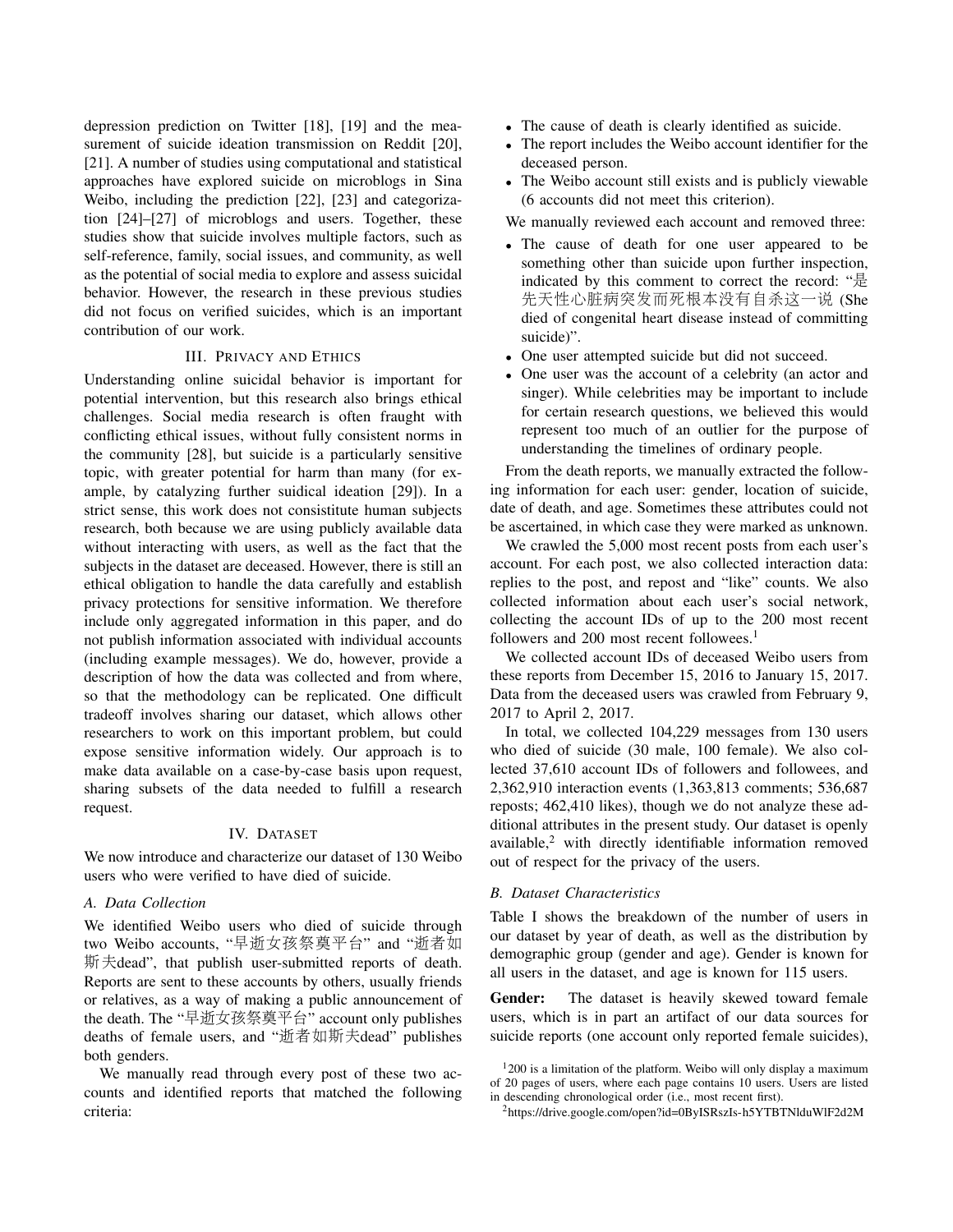depression prediction on Twitter [18], [19] and the measurement of suicide ideation transmission on Reddit [20], [21]. A number of studies using computational and statistical approaches have explored suicide on microblogs in Sina Weibo, including the prediction [22], [23] and categorization [24]–[27] of microblogs and users. Together, these studies show that suicide involves multiple factors, such as self-reference, family, social issues, and community, as well as the potential of social media to explore and assess suicidal behavior. However, the research in these previous studies did not focus on verified suicides, which is an important contribution of our work.

## III. Privacy and Ethics

Understanding online suicidal behavior is important for potential intervention, but this research also brings ethical challenges. Social media research is often fraught with conflicting ethical issues, without fully consistent norms in the community [28], but suicide is a particularly sensitive topic, with greater potential for harm than many (for example, by catalyzing further suidical ideation [29]). In a strict sense, this work does not consistitute human subjects research, both because we are using publicly available data without interacting with users, as well as the fact that the subjects in the dataset are deceased. However, there is still an ethical obligation to handle the data carefully and establish privacy protections for sensitive information. We therefore include only aggregated information in this paper, and do not publish information associated with individual accounts (including example messages). We do, however, provide a description of how the data was collected and from where, so that the methodology can be replicated. One difficult tradeoff involves sharing our dataset, which allows other researchers to work on this important problem, but could expose sensitive information widely. Our approach is to make data available on a case-by-case basis upon request, sharing subsets of the data needed to fulfill a research request.

## IV. Dataset

We now introduce and characterize our dataset of 130 Weibo users who were verified to have died of suicide.

### A. Data Collection

We identified Weibo users who died of suicide through two Weibo accounts, "早逝女孩祭奠平台" and "逝者如斯夫dead", that publish user-submitted reports of death. Reports are sent to these accounts by others, usually friends or relatives, as a way of making a public announcement of the death. The "早逝女孩祭奠平台" account only publishes deaths of female users, and "逝者如斯夫dead" publishes both genders.

We manually read through every post of these two accounts and identified reports that matched the following criteria:

- The cause of death is clearly identified as suicide.
- The report includes the Weibo account identifier for the deceased person.
- The Weibo account still exists and is publicly viewable (6 accounts did not meet this criterion).

We manually reviewed each account and removed three:

- The cause of death for one user appeared to be something other than suicide upon further inspection, indicated by this comment to correct the record: "是先天性心脏病突发而死根本没有自杀这一说 (She died of congenital heart disease instead of committing suicide)".
- One user attempted suicide but did not succeed.
- One user was the account of a celebrity (an actor and singer). While celebrities may be important to include for certain research questions, we believed this would represent too much of an outlier for the purpose of understanding the timelines of ordinary people.

From the death reports, we manually extracted the following information for each user: gender, location of suicide, date of death, and age. Sometimes these attributes could not be ascertained, in which case they were marked as unknown.

We crawled the 5,000 most recent posts from each user's account. For each post, we also collected interaction data: replies to the post, and repost and "like" counts. We also collected information about each user's social network, collecting the account IDs of up to the 200 most recent followers and 200 most recent followees.[1]

We collected account IDs of deceased Weibo users from these reports from December 15, 2016 to January 15, 2017. Data from the deceased users was crawled from February 9, 2017 to April 2, 2017.

In total, we collected 104,229 messages from 130 users who died of suicide (30 male, 100 female). We also collected 37,610 account IDs of followers and followees, and 2,362,910 interaction events (1,363,813 comments; 536,687 reposts; 462,410 likes), though we do not analyze these additional attributes in the present study. Our dataset is openly available,[2] with directly identifiable information removed out of respect for the privacy of the users.

### B. Dataset Characteristics

Table I shows the breakdown of the number of users in our dataset by year of death, as well as the distribution by demographic group (gender and age). Gender is known for all users in the dataset, and age is known for 115 users.

**Gender:** The dataset is heavily skewed toward female users, which is in part an artifact of our data sources for suicide reports (one account only reported female suicides),

[1] 200 is a limitation of the platform. Weibo will only display a maximum of 20 pages of users, where each page contains 10 users. Users are listed in descending chronological order (i.e., most recent first).

[2] https://drive.google.com/open?id=0ByISRszIs-h5YTBTNlduWlF2d2M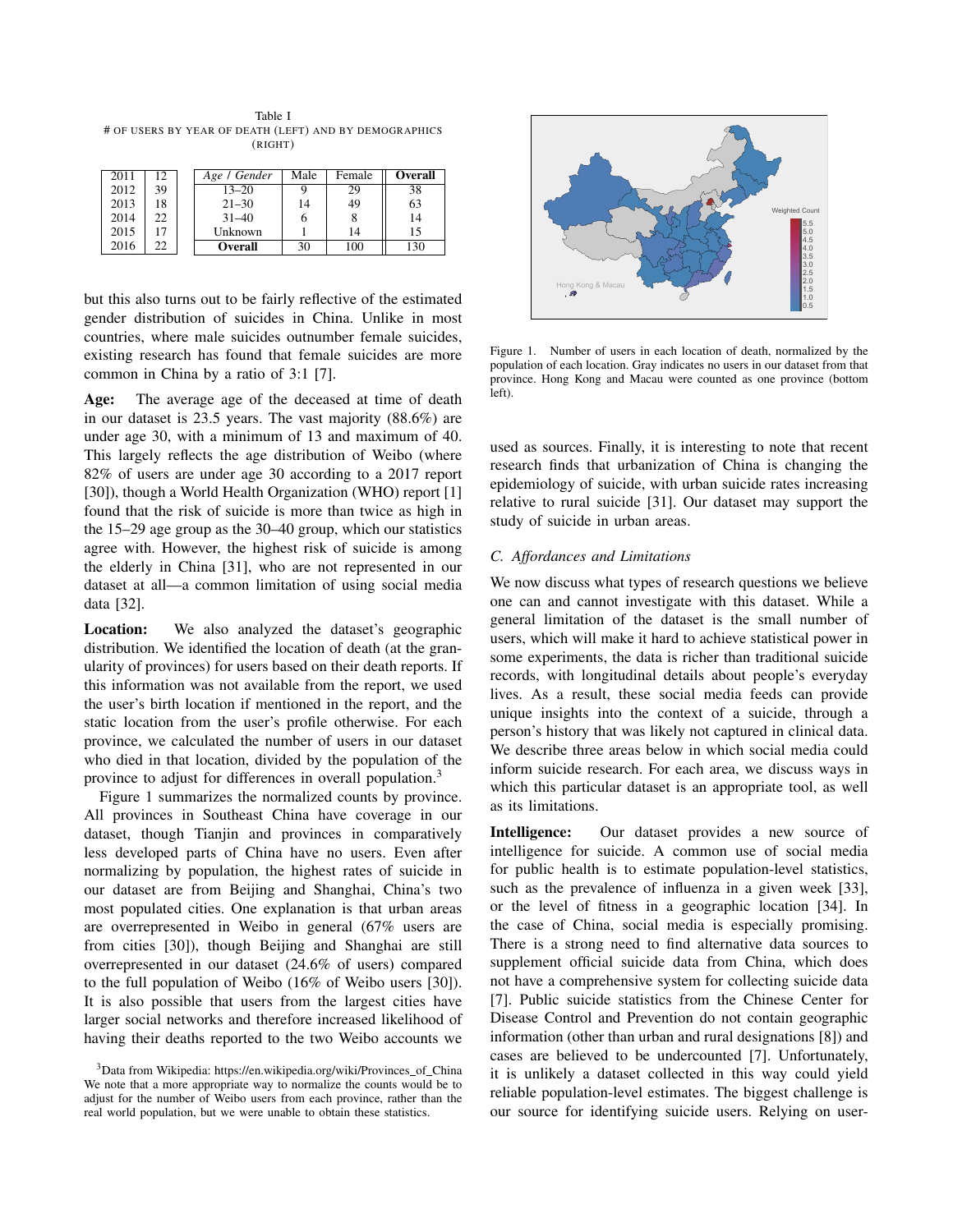Table I
# OF USERS BY YEAR OF DEATH (LEFT) AND BY DEMOGRAPHICS (RIGHT)

| Year | # |
|---|---|
| 2011 | 12 |
| 2012 | 39 |
| 2013 | 18 |
| 2014 | 22 |
| 2015 | 17 |
| 2016 | 22 |

| *Age / Gender* | Male | Female | **Overall** |
|---|---|---|---|
| 13–20 | 9 | 29 | 38 |
| 21–30 | 14 | 49 | 63 |
| 31–40 | 6 | 8 | 14 |
| Unknown | 1 | 14 | 15 |
| **Overall** | 30 | 100 | 130 |

but this also turns out to be fairly reflective of the estimated gender distribution of suicides in China. Unlike in most countries, where male suicides outnumber female suicides, existing research has found that female suicides are more common in China by a ratio of 3:1 [7].

**Age:** The average age of the deceased at time of death in our dataset is 23.5 years. The vast majority (88.6%) are under age 30, with a minimum of 13 and maximum of 40. This largely reflects the age distribution of Weibo (where 82% of users are under age 30 according to a 2017 report [30]), though a World Health Organization (WHO) report [1] found that the risk of suicide is more than twice as high in the 15–29 age group as the 30–40 group, which our statistics agree with. However, the highest risk of suicide is among the elderly in China [31], who are not represented in our dataset at all—a common limitation of using social media data [32].

**Location:** We also analyzed the dataset's geographic distribution. We identified the location of death (at the granularity of provinces) for users based on their death reports. If this information was not available from the report, we used the user's birth location if mentioned in the report, and the static location from the user's profile otherwise. For each province, we calculated the number of users in our dataset who died in that location, divided by the population of the province to adjust for differences in overall population.[3]

Figure 1 summarizes the normalized counts by province. All provinces in Southeast China have coverage in our dataset, though Tianjin and provinces in comparatively less developed parts of China have no users. Even after normalizing by population, the highest rates of suicide in our dataset are from Beijing and Shanghai, China's two most populated cities. One explanation is that urban areas are overrepresented in Weibo in general (67% users are from cities [30]), though Beijing and Shanghai are still overrepresented in our dataset (24.6% of users) compared to the full population of Weibo (16% of Weibo users [30]). It is also possible that users from the largest cities have larger social networks and therefore increased likelihood of having their deaths reported to the two Weibo accounts we

[3]Data from Wikipedia: https://en.wikipedia.org/wiki/Provinces_of_China We note that a more appropriate way to normalize the counts would be to adjust for the number of Weibo users from each province, rather than the real world population, but we were unable to obtain these statistics.

Figure 1. Number of users in each location of death, normalized by the population of each location. Gray indicates no users in our dataset from that province. Hong Kong and Macau were counted as one province (bottom left).

used as sources. Finally, it is interesting to note that recent research finds that urbanization of China is changing the epidemiology of suicide, with urban suicide rates increasing relative to rural suicide [31]. Our dataset may support the study of suicide in urban areas.

### C. Affordances and Limitations

We now discuss what types of research questions we believe one can and cannot investigate with this dataset. While a general limitation of the dataset is the small number of users, which will make it hard to achieve statistical power in some experiments, the data is richer than traditional suicide records, with longitudinal details about people's everyday lives. As a result, these social media feeds can provide unique insights into the context of a suicide, through a person's history that was likely not captured in clinical data. We describe three areas below in which social media could inform suicide research. For each area, we discuss ways in which this particular dataset is an appropriate tool, as well as its limitations.

**Intelligence:** Our dataset provides a new source of intelligence for suicide. A common use of social media for public health is to estimate population-level statistics, such as the prevalence of influenza in a given week [33], or the level of fitness in a geographic location [34]. In the case of China, social media is especially promising. There is a strong need to find alternative data sources to supplement official suicide data from China, which does not have a comprehensive system for collecting suicide data [7]. Public suicide statistics from the Chinese Center for Disease Control and Prevention do not contain geographic information (other than urban and rural designations [8]) and cases are believed to be undercounted [7]. Unfortunately, it is unlikely a dataset collected in this way could yield reliable population-level estimates. The biggest challenge is our source for identifying suicide users. Relying on user-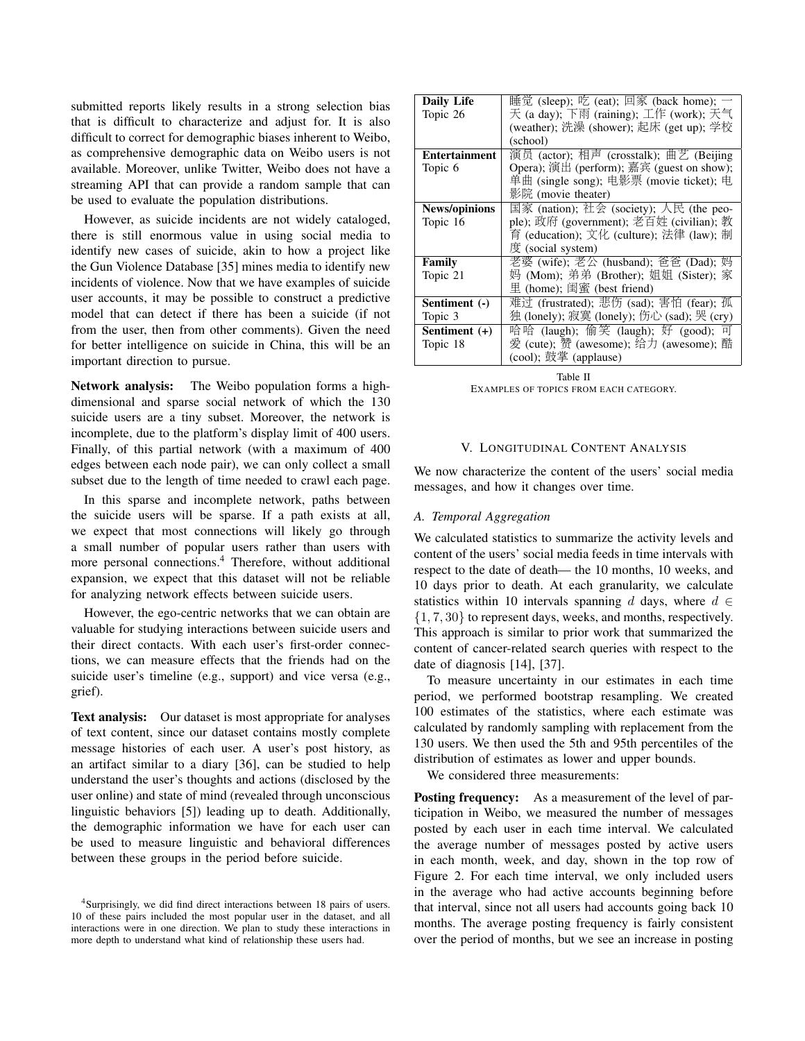submitted reports likely results in a strong selection bias that is difficult to characterize and adjust for. It is also difficult to correct for demographic biases inherent to Weibo, as comprehensive demographic data on Weibo users is not available. Moreover, unlike Twitter, Weibo does not have a streaming API that can provide a random sample that can be used to evaluate the population distributions.

However, as suicide incidents are not widely cataloged, there is still enormous value in using social media to identify new cases of suicide, akin to how a project like the Gun Violence Database [35] mines media to identify new incidents of violence. Now that we have examples of suicide user accounts, it may be possible to construct a predictive model that can detect if there has been a suicide (if not from the user, then from other comments). Given the need for better intelligence on suicide in China, this will be an important direction to pursue.

**Network analysis:** The Weibo population forms a high-dimensional and sparse social network of which the 130 suicide users are a tiny subset. Moreover, the network is incomplete, due to the platform's display limit of 400 users. Finally, of this partial network (with a maximum of 400 edges between each node pair), we can only collect a small subset due to the length of time needed to crawl each page.

In this sparse and incomplete network, paths between the suicide users will be sparse. If a path exists at all, we expect that most connections will likely go through a small number of popular users rather than users with more personal connections.[4] Therefore, without additional expansion, we expect that this dataset will not be reliable for analyzing network effects between suicide users.

However, the ego-centric networks that we can obtain are valuable for studying interactions between suicide users and their direct contacts. With each user's first-order connections, we can measure effects that the friends had on the suicide user's timeline (e.g., support) and vice versa (e.g., grief).

**Text analysis:** Our dataset is most appropriate for analyses of text content, since our dataset contains mostly complete message histories of each user. A user's post history, as an artifact similar to a diary [36], can be studied to help understand the user's thoughts and actions (disclosed by the user online) and state of mind (revealed through unconscious linguistic behaviors [5]) leading up to death. Additionally, the demographic information we have for each user can be used to measure linguistic and behavioral differences between these groups in the period before suicide.

[4] Surprisingly, we did find direct interactions between 18 pairs of users. 10 of these pairs included the most popular user in the dataset, and all interactions were in one direction. We plan to study these interactions in more depth to understand what kind of relationship these users had.

| Category | Examples |
|---|---|
| **Daily Life** Topic 26 | 睡觉 (sleep); 吃 (eat); 回家 (back home); 一天 (a day); 下雨 (raining); 工作 (work); 天气 (weather); 洗澡 (shower); 起床 (get up); 学校 (school) |
| **Entertainment** Topic 6 | 演员 (actor); 相声 (crosstalk); 曲艺 (Beijing Opera); 演出 (perform); 嘉宾 (guest on show); 单曲 (single song); 电影票 (movie ticket); 电影院 (movie theater) |
| **News/opinions** Topic 16 | 国家 (nation); 社会 (society); 人民 (the people); 政府 (government); 老百姓 (civilian); 教育 (education); 文化 (culture); 法律 (law); 制度 (social system) |
| **Family** Topic 21 | 老婆 (wife); 老公 (husband); 爸爸 (Dad); 妈妈 (Mom); 弟弟 (Brother); 姐姐 (Sister); 家里 (home); 闺蜜 (best friend) |
| **Sentiment (-)** Topic 3 | 难过 (frustrated); 悲伤 (sad); 害怕 (fear); 孤独 (lonely); 寂寞 (lonely); 伤心 (sad); 哭 (cry) |
| **Sentiment (+)** Topic 18 | 哈哈 (laugh); 偷笑 (laugh); 好 (good); 可爱 (cute); 赞 (awesome); 给力 (awesome); 酷 (cool); 鼓掌 (applause) |

Table II
EXAMPLES OF TOPICS FROM EACH CATEGORY.

## V. Longitudinal Content Analysis

We now characterize the content of the users' social media messages, and how it changes over time.

### A. Temporal Aggregation

We calculated statistics to summarize the activity levels and content of the users' social media feeds in time intervals with respect to the date of death— the 10 months, 10 weeks, and 10 days prior to death. At each granularity, we calculate statistics within 10 intervals spanning $d$ days, where $d \in \{1, 7, 30\}$ to represent days, weeks, and months, respectively. This approach is similar to prior work that summarized the content of cancer-related search queries with respect to the date of diagnosis [14], [37].

To measure uncertainty in our estimates in each time period, we performed bootstrap resampling. We created 100 estimates of the statistics, where each estimate was calculated by randomly sampling with replacement from the 130 users. We then used the 5th and 95th percentiles of the distribution of estimates as lower and upper bounds.

We considered three measurements:

**Posting frequency:** As a measurement of the level of participation in Weibo, we measured the number of messages posted by each user in each time interval. We calculated the average number of messages posted by active users in each month, week, and day, shown in the top row of Figure 2. For each time interval, we only included users in the average who had active accounts beginning before that interval, since not all users had accounts going back 10 months. The average posting frequency is fairly consistent over the period of months, but we see an increase in posting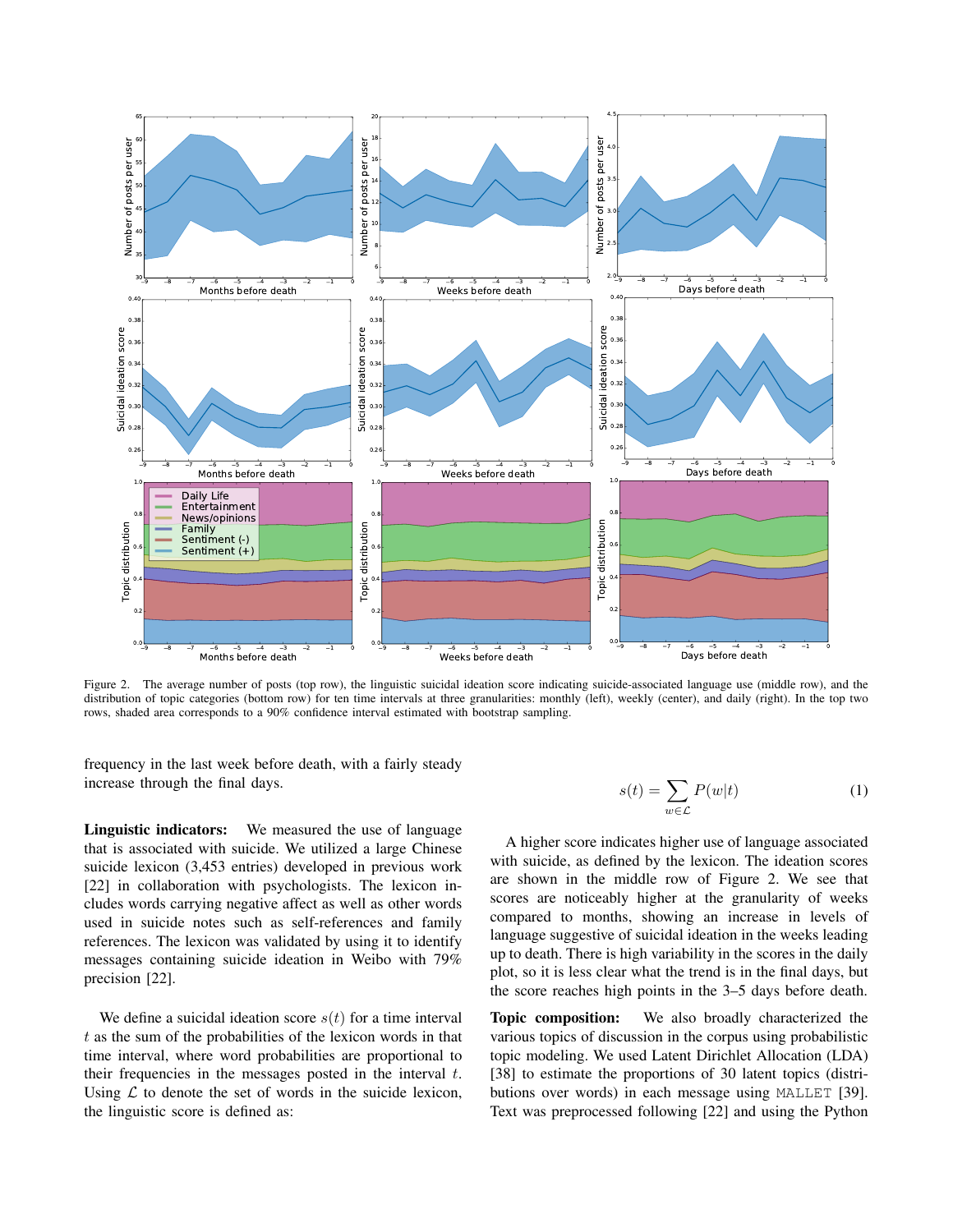Figure 2. The average number of posts (top row), the linguistic suicidal ideation score indicating suicide-associated language use (middle row), and the distribution of topic categories (bottom row) for ten time intervals at three granularities: monthly (left), weekly (center), and daily (right). In the top two rows, shaded area corresponds to a 90% confidence interval estimated with bootstrap sampling.

frequency in the last week before death, with a fairly steady increase through the final days.

**Linguistic indicators:** We measured the use of language that is associated with suicide. We utilized a large Chinese suicide lexicon (3,453 entries) developed in previous work [22] in collaboration with psychologists. The lexicon includes words carrying negative affect as well as other words used in suicide notes such as self-references and family references. The lexicon was validated by using it to identify messages containing suicide ideation in Weibo with 79% precision [22].

We define a suicidal ideation score $s(t)$ for a time interval $t$ as the sum of the probabilities of the lexicon words in that time interval, where word probabilities are proportional to their frequencies in the messages posted in the interval $t$. Using $\mathcal{L}$ to denote the set of words in the suicide lexicon, the linguistic score is defined as:

$$s(t) = \sum_{w \in \mathcal{L}} P(w|t) \tag{1}$$

A higher score indicates higher use of language associated with suicide, as defined by the lexicon. The ideation scores are shown in the middle row of Figure 2. We see that scores are noticeably higher at the granularity of weeks compared to months, showing an increase in levels of language suggestive of suicidal ideation in the weeks leading up to death. There is high variability in the scores in the daily plot, so it is less clear what the trend is in the final days, but the score reaches high points in the 3–5 days before death.

**Topic composition:** We also broadly characterized the various topics of discussion in the corpus using probabilistic topic modeling. We used Latent Dirichlet Allocation (LDA) [38] to estimate the proportions of 30 latent topics (distributions over words) in each message using `MALLET` [39]. Text was preprocessed following [22] and using the Python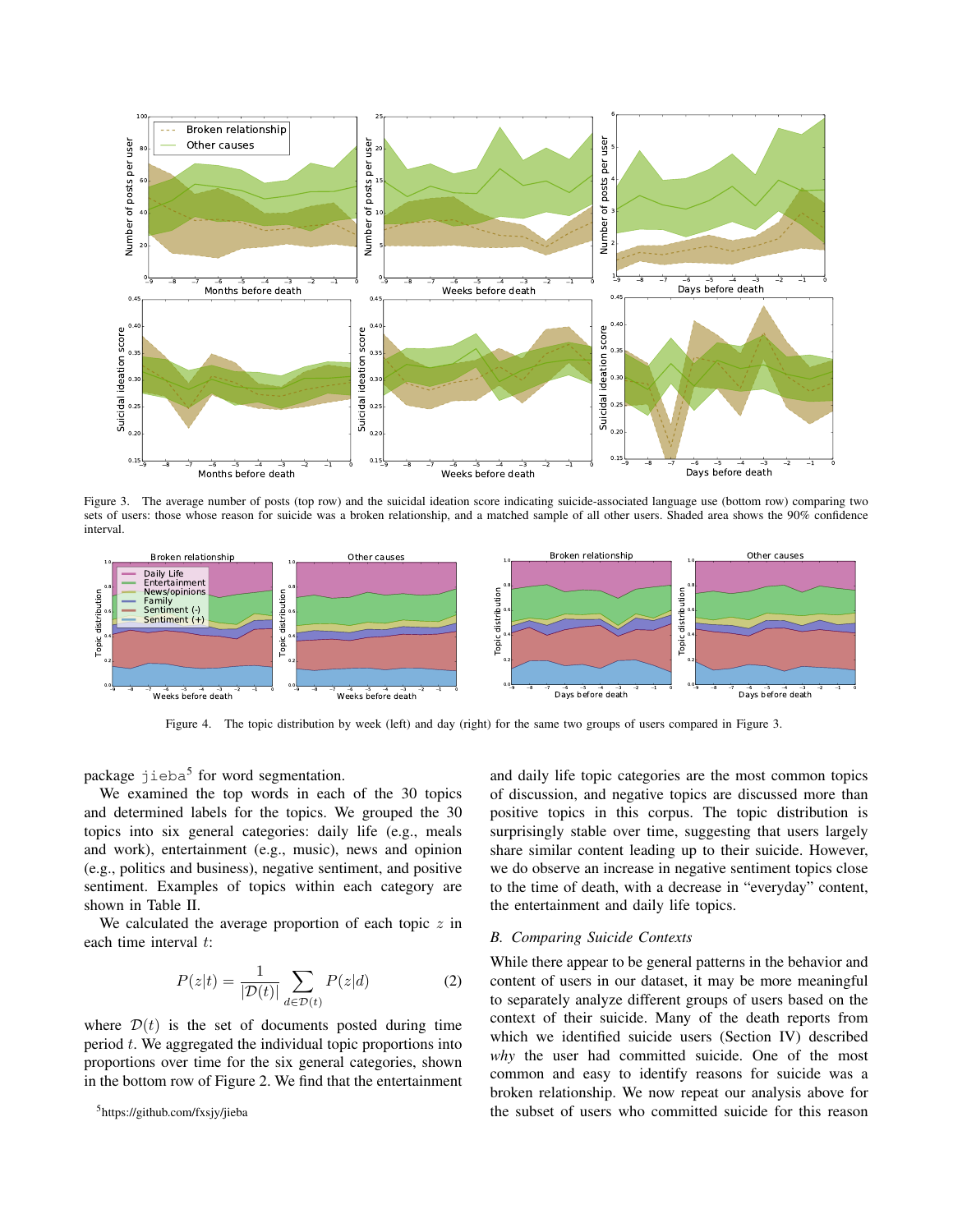Figure 3. The average number of posts (top row) and the suicidal ideation score indicating suicide-associated language use (bottom row) comparing two sets of users: those whose reason for suicide was a broken relationship, and a matched sample of all other users. Shaded area shows the 90% confidence interval.

Figure 4. The topic distribution by week (left) and day (right) for the same two groups of users compared in Figure 3.

package jieba[5] for word segmentation.

We examined the top words in each of the 30 topics and determined labels for the topics. We grouped the 30 topics into six general categories: daily life (e.g., meals and work), entertainment (e.g., music), news and opinion (e.g., politics and business), negative sentiment, and positive sentiment. Examples of topics within each category are shown in Table II.

We calculated the average proportion of each topic $z$ in each time interval $t$:

$$P(z|t) = \frac{1}{|\mathcal{D}(t)|} \sum_{d \in \mathcal{D}(t)} P(z|d) \qquad (2)$$

where $\mathcal{D}(t)$ is the set of documents posted during time period $t$. We aggregated the individual topic proportions into proportions over time for the six general categories, shown in the bottom row of Figure 2. We find that the entertainment and daily life topic categories are the most common topics of discussion, and negative topics are discussed more than positive topics in this corpus. The topic distribution is surprisingly stable over time, suggesting that users largely share similar content leading up to their suicide. However, we do observe an increase in negative sentiment topics close to the time of death, with a decrease in "everyday" content, the entertainment and daily life topics.

### B. Comparing Suicide Contexts

While there appear to be general patterns in the behavior and content of users in our dataset, it may be more meaningful to separately analyze different groups of users based on the context of their suicide. Many of the death reports from which we identified suicide users (Section IV) described *why* the user had committed suicide. One of the most common and easy to identify reasons for suicide was a broken relationship. We now repeat our analysis above for the subset of users who committed suicide for this reason

[5] https://github.com/fxsjy/jieba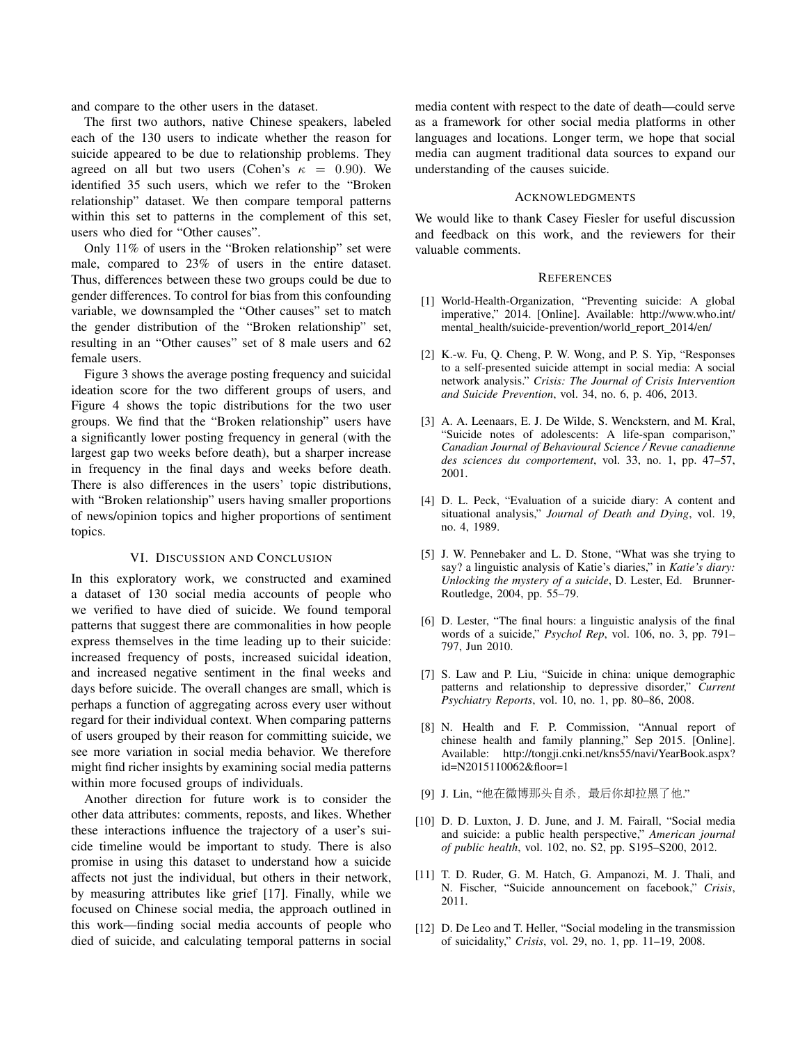and compare to the other users in the dataset.

The first two authors, native Chinese speakers, labeled each of the 130 users to indicate whether the reason for suicide appeared to be due to relationship problems. They agreed on all but two users (Cohen's $\kappa = 0.90$). We identified 35 such users, which we refer to the "Broken relationship" dataset. We then compare temporal patterns within this set to patterns in the complement of this set, users who died for "Other causes".

Only 11% of users in the "Broken relationship" set were male, compared to 23% of users in the entire dataset. Thus, differences between these two groups could be due to gender differences. To control for bias from this confounding variable, we downsampled the "Other causes" set to match the gender distribution of the "Broken relationship" set, resulting in an "Other causes" set of 8 male users and 62 female users.

Figure 3 shows the average posting frequency and suicidal ideation score for the two different groups of users, and Figure 4 shows the topic distributions for the two user groups. We find that the "Broken relationship" users have a significantly lower posting frequency in general (with the largest gap two weeks before death), but a sharper increase in frequency in the final days and weeks before death. There is also differences in the users' topic distributions, with "Broken relationship" users having smaller proportions of news/opinion topics and higher proportions of sentiment topics.

## VI. Discussion and Conclusion

In this exploratory work, we constructed and examined a dataset of 130 social media accounts of people who we verified to have died of suicide. We found temporal patterns that suggest there are commonalities in how people express themselves in the time leading up to their suicide: increased frequency of posts, increased suicidal ideation, and increased negative sentiment in the final weeks and days before suicide. The overall changes are small, which is perhaps a function of aggregating across every user without regard for their individual context. When comparing patterns of users grouped by their reason for committing suicide, we see more variation in social media behavior. We therefore might find richer insights by examining social media patterns within more focused groups of individuals.

Another direction for future work is to consider the other data attributes: comments, reposts, and likes. Whether these interactions influence the trajectory of a user's suicide timeline would be important to study. There is also promise in using this dataset to understand how a suicide affects not just the individual, but others in their network, by measuring attributes like grief [17]. Finally, while we focused on Chinese social media, the approach outlined in this work—finding social media accounts of people who died of suicide, and calculating temporal patterns in social media content with respect to the date of death—could serve as a framework for other social media platforms in other languages and locations. Longer term, we hope that social media can augment traditional data sources to expand our understanding of the causes suicide.

## Acknowledgments

We would like to thank Casey Fiesler for useful discussion and feedback on this work, and the reviewers for their valuable comments.

## References

[1] World-Health-Organization, "Preventing suicide: A global imperative," 2014. [Online]. Available: http://www.who.int/mental_health/suicide-prevention/world_report_2014/en/

[2] K.-w. Fu, Q. Cheng, P. W. Wong, and P. S. Yip, "Responses to a self-presented suicide attempt in social media: A social network analysis." *Crisis: The Journal of Crisis Intervention and Suicide Prevention*, vol. 34, no. 6, p. 406, 2013.

[3] A. A. Leenaars, E. J. De Wilde, S. Wenckstern, and M. Kral, "Suicide notes of adolescents: A life-span comparison," *Canadian Journal of Behavioural Science / Revue canadienne des sciences du comportement*, vol. 33, no. 1, pp. 47–57, 2001.

[4] D. L. Peck, "Evaluation of a suicide diary: A content and situational analysis," *Journal of Death and Dying*, vol. 19, no. 4, 1989.

[5] J. W. Pennebaker and L. D. Stone, "What was she trying to say? a linguistic analysis of Katie's diaries," in *Katie's diary: Unlocking the mystery of a suicide*, D. Lester, Ed. Brunner-Routledge, 2004, pp. 55–79.

[6] D. Lester, "The final hours: a linguistic analysis of the final words of a suicide," *Psychol Rep*, vol. 106, no. 3, pp. 791–797, Jun 2010.

[7] S. Law and P. Liu, "Suicide in china: unique demographic patterns and relationship to depressive disorder," *Current Psychiatry Reports*, vol. 10, no. 1, pp. 80–86, 2008.

[8] N. Health and F. P. Commission, "Annual report of chinese health and family planning," Sep 2015. [Online]. Available: http://tongji.cnki.net/kns55/navi/YearBook.aspx?id=N2015110062&floor=1

[9] J. Lin, "他在微博那头自杀，最后你却拉黑了他."

[10] D. D. Luxton, J. D. June, and J. M. Fairall, "Social media and suicide: a public health perspective," *American journal of public health*, vol. 102, no. S2, pp. S195–S200, 2012.

[11] T. D. Ruder, G. M. Hatch, G. Ampanozi, M. J. Thali, and N. Fischer, "Suicide announcement on facebook," *Crisis*, 2011.

[12] D. De Leo and T. Heller, "Social modeling in the transmission of suicidality," *Crisis*, vol. 29, no. 1, pp. 11–19, 2008.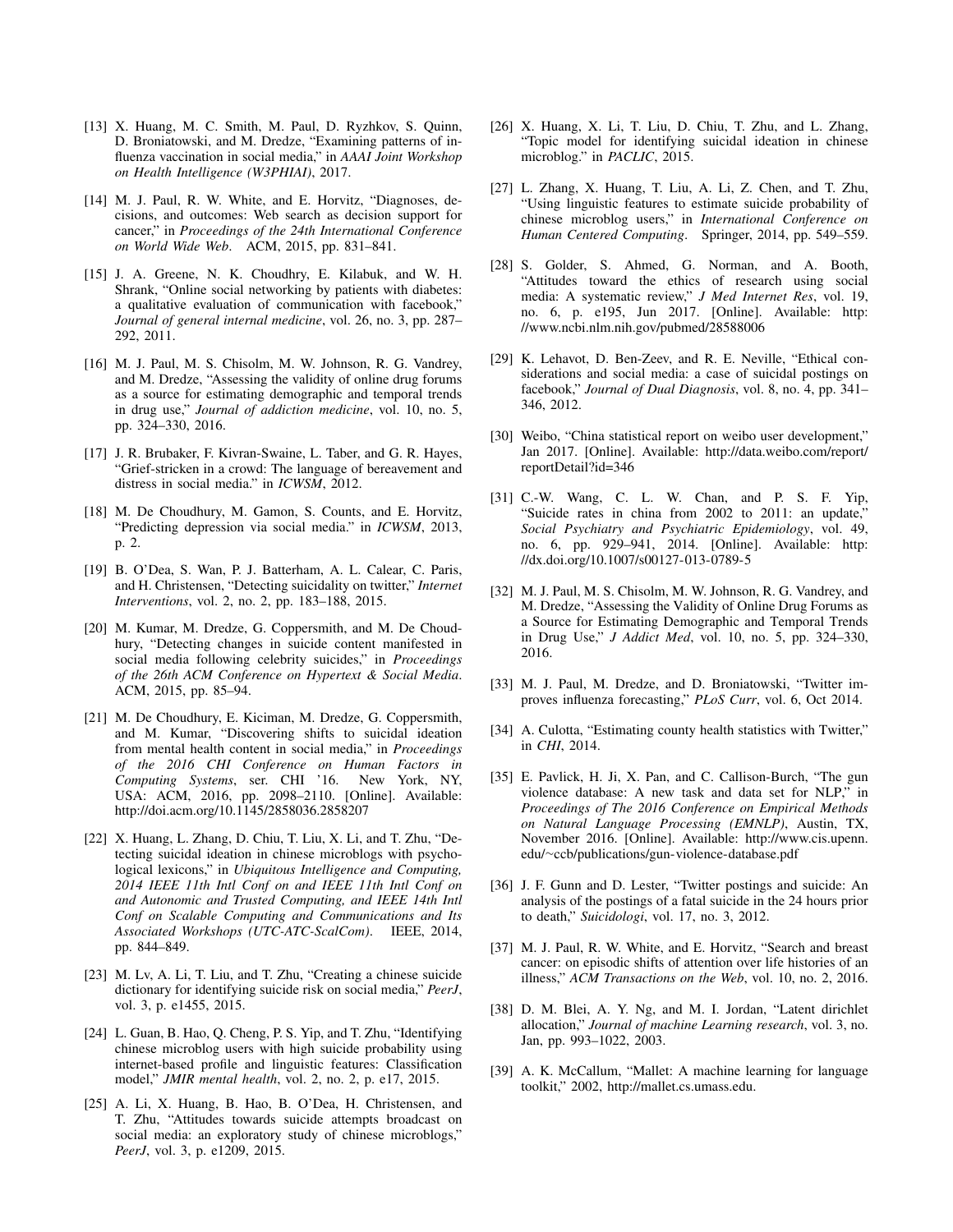[13] X. Huang, M. C. Smith, M. Paul, D. Ryzhkov, S. Quinn, D. Broniatowski, and M. Dredze, "Examining patterns of influenza vaccination in social media," in *AAAI Joint Workshop on Health Intelligence (W3PHIAI)*, 2017.

[14] M. J. Paul, R. W. White, and E. Horvitz, "Diagnoses, decisions, and outcomes: Web search as decision support for cancer," in *Proceedings of the 24th International Conference on World Wide Web*. ACM, 2015, pp. 831–841.

[15] J. A. Greene, N. K. Choudhry, E. Kilabuk, and W. H. Shrank, "Online social networking by patients with diabetes: a qualitative evaluation of communication with facebook," *Journal of general internal medicine*, vol. 26, no. 3, pp. 287–292, 2011.

[16] M. J. Paul, M. S. Chisolm, M. W. Johnson, R. G. Vandrey, and M. Dredze, "Assessing the validity of online drug forums as a source for estimating demographic and temporal trends in drug use," *Journal of addiction medicine*, vol. 10, no. 5, pp. 324–330, 2016.

[17] J. R. Brubaker, F. Kivran-Swaine, L. Taber, and G. R. Hayes, "Grief-stricken in a crowd: The language of bereavement and distress in social media." in *ICWSM*, 2012.

[18] M. De Choudhury, M. Gamon, S. Counts, and E. Horvitz, "Predicting depression via social media." in *ICWSM*, 2013, p. 2.

[19] B. O'Dea, S. Wan, P. J. Batterham, A. L. Calear, C. Paris, and H. Christensen, "Detecting suicidality on twitter," *Internet Interventions*, vol. 2, no. 2, pp. 183–188, 2015.

[20] M. Kumar, M. Dredze, G. Coppersmith, and M. De Choudhury, "Detecting changes in suicide content manifested in social media following celebrity suicides," in *Proceedings of the 26th ACM Conference on Hypertext & Social Media*. ACM, 2015, pp. 85–94.

[21] M. De Choudhury, E. Kiciman, M. Dredze, G. Coppersmith, and M. Kumar, "Discovering shifts to suicidal ideation from mental health content in social media," in *Proceedings of the 2016 CHI Conference on Human Factors in Computing Systems*, ser. CHI '16. New York, NY, USA: ACM, 2016, pp. 2098–2110. [Online]. Available: http://doi.acm.org/10.1145/2858036.2858207

[22] X. Huang, L. Zhang, D. Chiu, T. Liu, X. Li, and T. Zhu, "Detecting suicidal ideation in chinese microblogs with psychological lexicons," in *Ubiquitous Intelligence and Computing, 2014 IEEE 11th Intl Conf on and IEEE 11th Intl Conf on and Autonomic and Trusted Computing, and IEEE 14th Intl Conf on Scalable Computing and Communications and Its Associated Workshops (UTC-ATC-ScalCom)*. IEEE, 2014, pp. 844–849.

[23] M. Lv, A. Li, T. Liu, and T. Zhu, "Creating a chinese suicide dictionary for identifying suicide risk on social media," *PeerJ*, vol. 3, p. e1455, 2015.

[24] L. Guan, B. Hao, Q. Cheng, P. S. Yip, and T. Zhu, "Identifying chinese microblog users with high suicide probability using internet-based profile and linguistic features: Classification model," *JMIR mental health*, vol. 2, no. 2, p. e17, 2015.

[25] A. Li, X. Huang, B. Hao, B. O'Dea, H. Christensen, and T. Zhu, "Attitudes towards suicide attempts broadcast on social media: an exploratory study of chinese microblogs," *PeerJ*, vol. 3, p. e1209, 2015.

[26] X. Huang, X. Li, T. Liu, D. Chiu, T. Zhu, and L. Zhang, "Topic model for identifying suicidal ideation in chinese microblog." in *PACLIC*, 2015.

[27] L. Zhang, X. Huang, T. Liu, A. Li, Z. Chen, and T. Zhu, "Using linguistic features to estimate suicide probability of chinese microblog users," in *International Conference on Human Centered Computing*. Springer, 2014, pp. 549–559.

[28] S. Golder, S. Ahmed, G. Norman, and A. Booth, "Attitudes toward the ethics of research using social media: A systematic review," *J Med Internet Res*, vol. 19, no. 6, p. e195, Jun 2017. [Online]. Available: http://www.ncbi.nlm.nih.gov/pubmed/28588006

[29] K. Lehavot, D. Ben-Zeev, and R. E. Neville, "Ethical considerations and social media: a case of suicidal postings on facebook," *Journal of Dual Diagnosis*, vol. 8, no. 4, pp. 341–346, 2012.

[30] Weibo, "China statistical report on weibo user development," Jan 2017. [Online]. Available: http://data.weibo.com/report/reportDetail?id=346

[31] C.-W. Wang, C. L. W. Chan, and P. S. F. Yip, "Suicide rates in china from 2002 to 2011: an update," *Social Psychiatry and Psychiatric Epidemiology*, vol. 49, no. 6, pp. 929–941, 2014. [Online]. Available: http://dx.doi.org/10.1007/s00127-013-0789-5

[32] M. J. Paul, M. S. Chisolm, M. W. Johnson, R. G. Vandrey, and M. Dredze, "Assessing the Validity of Online Drug Forums as a Source for Estimating Demographic and Temporal Trends in Drug Use," *J Addict Med*, vol. 10, no. 5, pp. 324–330, 2016.

[33] M. J. Paul, M. Dredze, and D. Broniatowski, "Twitter improves influenza forecasting," *PLoS Curr*, vol. 6, Oct 2014.

[34] A. Culotta, "Estimating county health statistics with Twitter," in *CHI*, 2014.

[35] E. Pavlick, H. Ji, X. Pan, and C. Callison-Burch, "The gun violence database: A new task and data set for NLP," in *Proceedings of The 2016 Conference on Empirical Methods on Natural Language Processing (EMNLP)*, Austin, TX, November 2016. [Online]. Available: http://www.cis.upenn.edu/~ccb/publications/gun-violence-database.pdf

[36] J. F. Gunn and D. Lester, "Twitter postings and suicide: An analysis of the postings of a fatal suicide in the 24 hours prior to death," *Suicidologi*, vol. 17, no. 3, 2012.

[37] M. J. Paul, R. W. White, and E. Horvitz, "Search and breast cancer: on episodic shifts of attention over life histories of an illness," *ACM Transactions on the Web*, vol. 10, no. 2, 2016.

[38] D. M. Blei, A. Y. Ng, and M. I. Jordan, "Latent dirichlet allocation," *Journal of machine Learning research*, vol. 3, no. Jan, pp. 993–1022, 2003.

[39] A. K. McCallum, "Mallet: A machine learning for language toolkit," 2002, http://mallet.cs.umass.edu.